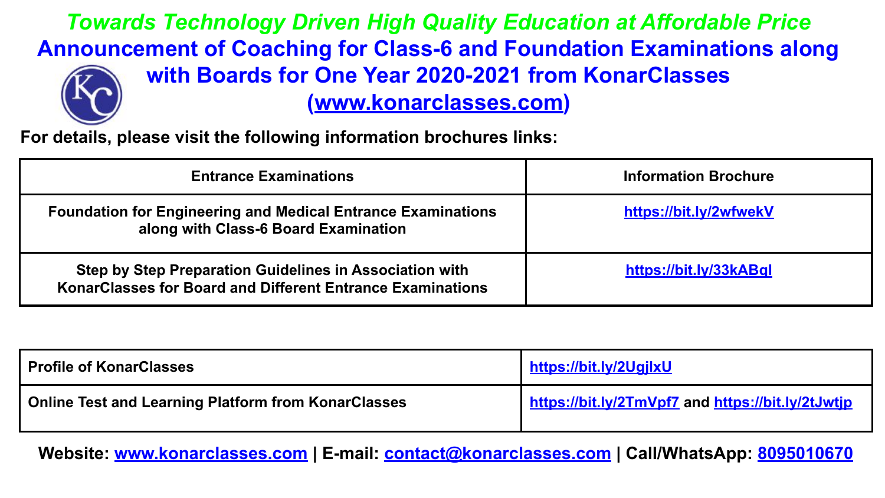*Towards Technology Driven High Quality Education at Affordable Price*

# Announcement of Coaching for Class-6 and Foundation Examinations along with Boards for One Year 2020-2021 from KonarClasses (www.konarclasses.com)

**For details, please visit the following information brochures links:**

| Entrance Examinations | Information Brochure |
|---|---|
| **Foundation for Engineering and Medical Entrance Examinations along with Class-6 Board Examination** | https://bit.ly/2wfwekV |
| **Step by Step Preparation Guidelines in Association with KonarClasses for Board and Different Entrance Examinations** | https://bit.ly/33kABqI |

| | |
|---|---|
| **Profile of KonarClasses** | https://bit.ly/2UgjlxU |
| **Online Test and Learning Platform from KonarClasses** | https://bit.ly/2TmVpf7 and https://bit.ly/2tJwtjp |

**Website: www.konarclasses.com | E-mail: contact@konarclasses.com | Call/WhatsApp: 8095010670**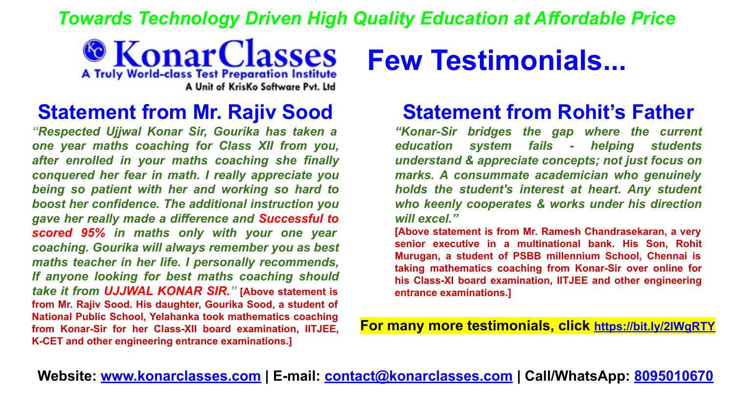*Towards Technology Driven High Quality Education at Affordable Price*

**KonarClasses**
**A Truly World-class Test Preparation Institute**
A Unit of KrisKo Software Pvt. Ltd

# Few Testimonials...

## Statement from Mr. Rajiv Sood

*"Respected Ujjwal Konar Sir, Gourika has taken a one year maths coaching for Class XII from you, after enrolled in your maths coaching she finally conquered her fear in math. I really appreciate you being so patient with her and working so hard to boost her confidence. The additional instruction you gave her really made a difference and **Successful to scored 95%** in maths only with your one year coaching. Gourika will always remember you as best maths teacher in her life. I personally recommends, If anyone looking for best maths coaching should take it from **UJJWAL KONAR SIR**."* **[Above statement is from Mr. Rajiv Sood. His daughter, Gourika Sood, a student of National Public School, Yelahanka took mathematics coaching from Konar-Sir for her Class-XII board examination, IITJEE, K-CET and other engineering entrance examinations.]**

## Statement from Rohit's Father

*"Konar-Sir bridges the gap where the current education system fails - helping students understand & appreciate concepts; not just focus on marks. A consummate academician who genuinely holds the student's interest at heart. Any student who keenly cooperates & works under his direction will excel."*

**[Above statement is from Mr. Ramesh Chandrasekaran, a very senior executive in a multinational bank. His Son, Rohit Murugan, a student of PSBB millennium School, Chennai is taking mathematics coaching from Konar-Sir over online for his Class-XI board examination, IITJEE and other engineering entrance examinations.]**

**For many more testimonials, click [https://bit.ly/2lWgRTY](https://bit.ly/2lWgRTY)**

**Website: [www.konarclasses.com](http://www.konarclasses.com) | E-mail: [contact@konarclasses.com](mailto:contact@konarclasses.com) | Call/WhatsApp: 8095010670**